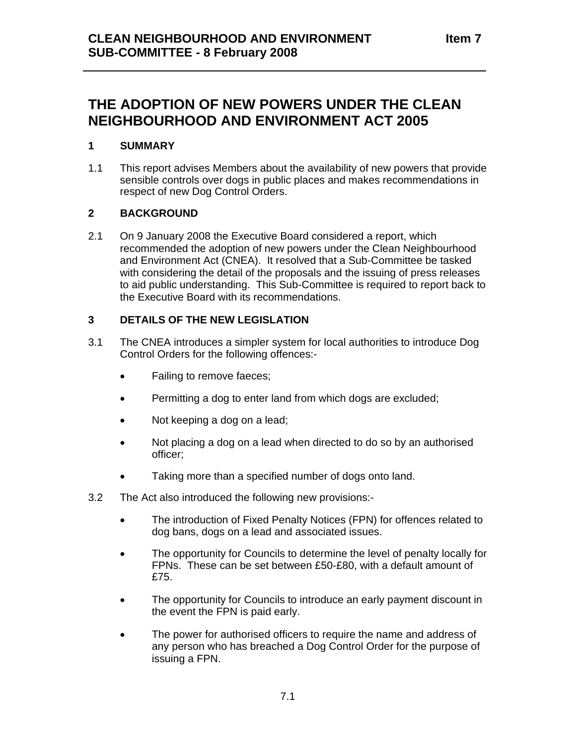**CLEAN NEIGHBOURHOOD AND ENVIRONMENT SUB-COMMITTEE - 8 February 2008** **Item 7**

# THE ADOPTION OF NEW POWERS UNDER THE CLEAN NEIGHBOURHOOD AND ENVIRONMENT ACT 2005

## 1 SUMMARY

1.1 This report advises Members about the availability of new powers that provide sensible controls over dogs in public places and makes recommendations in respect of new Dog Control Orders.

## 2 BACKGROUND

2.1 On 9 January 2008 the Executive Board considered a report, which recommended the adoption of new powers under the Clean Neighbourhood and Environment Act (CNEA). It resolved that a Sub-Committee be tasked with considering the detail of the proposals and the issuing of press releases to aid public understanding. This Sub-Committee is required to report back to the Executive Board with its recommendations.

## 3 DETAILS OF THE NEW LEGISLATION

3.1 The CNEA introduces a simpler system for local authorities to introduce Dog Control Orders for the following offences:-

- Failing to remove faeces;
- Permitting a dog to enter land from which dogs are excluded;
- Not keeping a dog on a lead;
- Not placing a dog on a lead when directed to do so by an authorised officer;
- Taking more than a specified number of dogs onto land.

3.2 The Act also introduced the following new provisions:-

- The introduction of Fixed Penalty Notices (FPN) for offences related to dog bans, dogs on a lead and associated issues.
- The opportunity for Councils to determine the level of penalty locally for FPNs. These can be set between £50-£80, with a default amount of £75.
- The opportunity for Councils to introduce an early payment discount in the event the FPN is paid early.
- The power for authorised officers to require the name and address of any person who has breached a Dog Control Order for the purpose of issuing a FPN.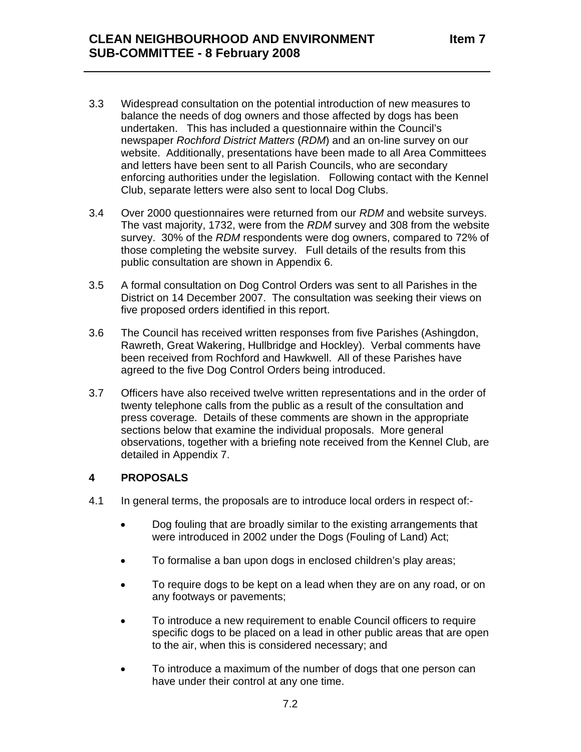3.3 Widespread consultation on the potential introduction of new measures to balance the needs of dog owners and those affected by dogs has been undertaken. This has included a questionnaire within the Council's newspaper *Rochford District Matters* (*RDM*) and an on-line survey on our website. Additionally, presentations have been made to all Area Committees and letters have been sent to all Parish Councils, who are secondary enforcing authorities under the legislation. Following contact with the Kennel Club, separate letters were also sent to local Dog Clubs.

3.4 Over 2000 questionnaires were returned from our *RDM* and website surveys. The vast majority, 1732, were from the *RDM* survey and 308 from the website survey. 30% of the *RDM* respondents were dog owners, compared to 72% of those completing the website survey. Full details of the results from this public consultation are shown in Appendix 6.

3.5 A formal consultation on Dog Control Orders was sent to all Parishes in the District on 14 December 2007. The consultation was seeking their views on five proposed orders identified in this report.

3.6 The Council has received written responses from five Parishes (Ashingdon, Rawreth, Great Wakering, Hullbridge and Hockley). Verbal comments have been received from Rochford and Hawkwell. All of these Parishes have agreed to the five Dog Control Orders being introduced.

3.7 Officers have also received twelve written representations and in the order of twenty telephone calls from the public as a result of the consultation and press coverage. Details of these comments are shown in the appropriate sections below that examine the individual proposals. More general observations, together with a briefing note received from the Kennel Club, are detailed in Appendix 7.

## 4 PROPOSALS

4.1 In general terms, the proposals are to introduce local orders in respect of:-

- Dog fouling that are broadly similar to the existing arrangements that were introduced in 2002 under the Dogs (Fouling of Land) Act;
- To formalise a ban upon dogs in enclosed children's play areas;
- To require dogs to be kept on a lead when they are on any road, or on any footways or pavements;
- To introduce a new requirement to enable Council officers to require specific dogs to be placed on a lead in other public areas that are open to the air, when this is considered necessary; and
- To introduce a maximum of the number of dogs that one person can have under their control at any one time.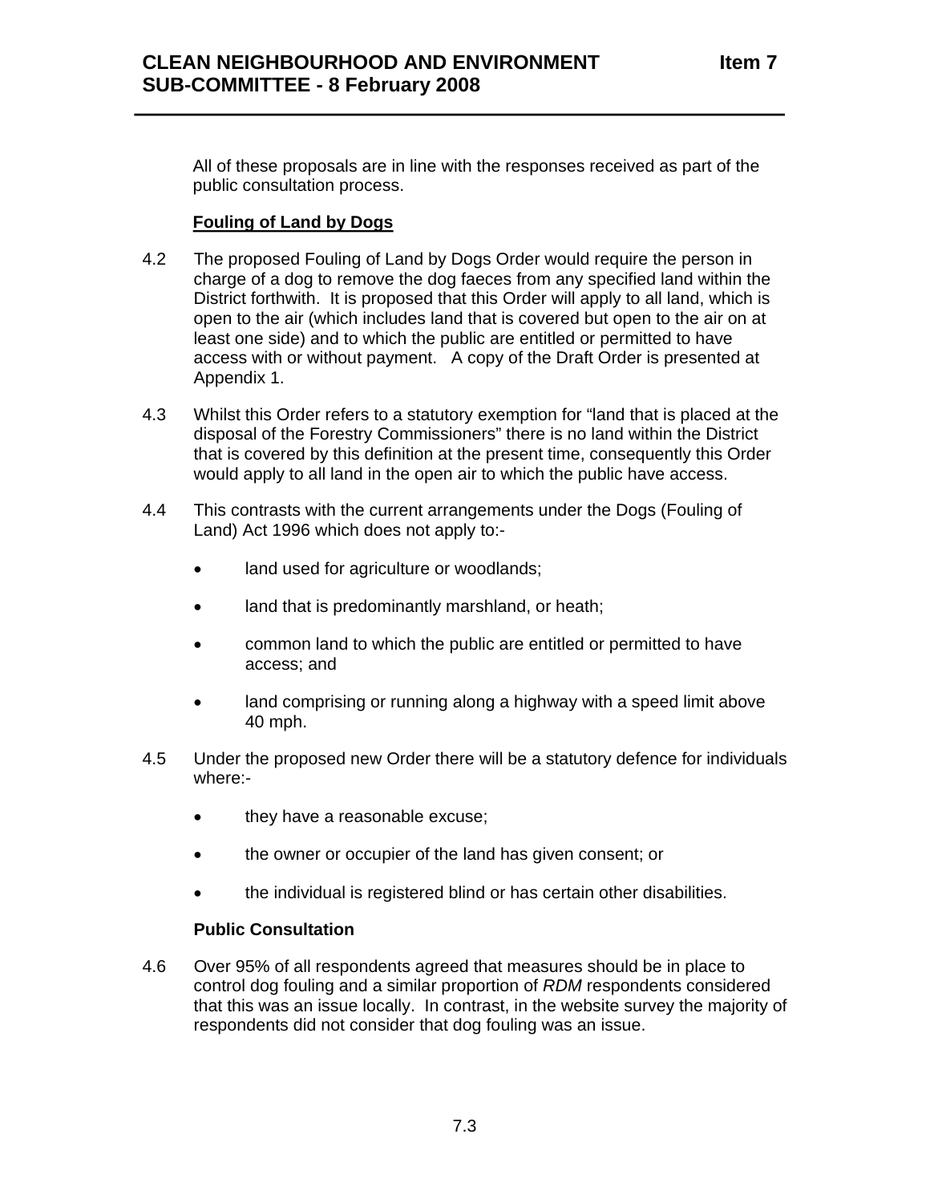All of these proposals are in line with the responses received as part of the public consultation process.

**Fouling of Land by Dogs**

4.2 The proposed Fouling of Land by Dogs Order would require the person in charge of a dog to remove the dog faeces from any specified land within the District forthwith. It is proposed that this Order will apply to all land, which is open to the air (which includes land that is covered but open to the air on at least one side) and to which the public are entitled or permitted to have access with or without payment. A copy of the Draft Order is presented at Appendix 1.

4.3 Whilst this Order refers to a statutory exemption for "land that is placed at the disposal of the Forestry Commissioners" there is no land within the District that is covered by this definition at the present time, consequently this Order would apply to all land in the open air to which the public have access.

4.4 This contrasts with the current arrangements under the Dogs (Fouling of Land) Act 1996 which does not apply to:-

- land used for agriculture or woodlands;
- land that is predominantly marshland, or heath;
- common land to which the public are entitled or permitted to have access; and
- land comprising or running along a highway with a speed limit above 40 mph.

4.5 Under the proposed new Order there will be a statutory defence for individuals where:-

- they have a reasonable excuse;
- the owner or occupier of the land has given consent; or
- the individual is registered blind or has certain other disabilities.

**Public Consultation**

4.6 Over 95% of all respondents agreed that measures should be in place to control dog fouling and a similar proportion of *RDM* respondents considered that this was an issue locally. In contrast, in the website survey the majority of respondents did not consider that dog fouling was an issue.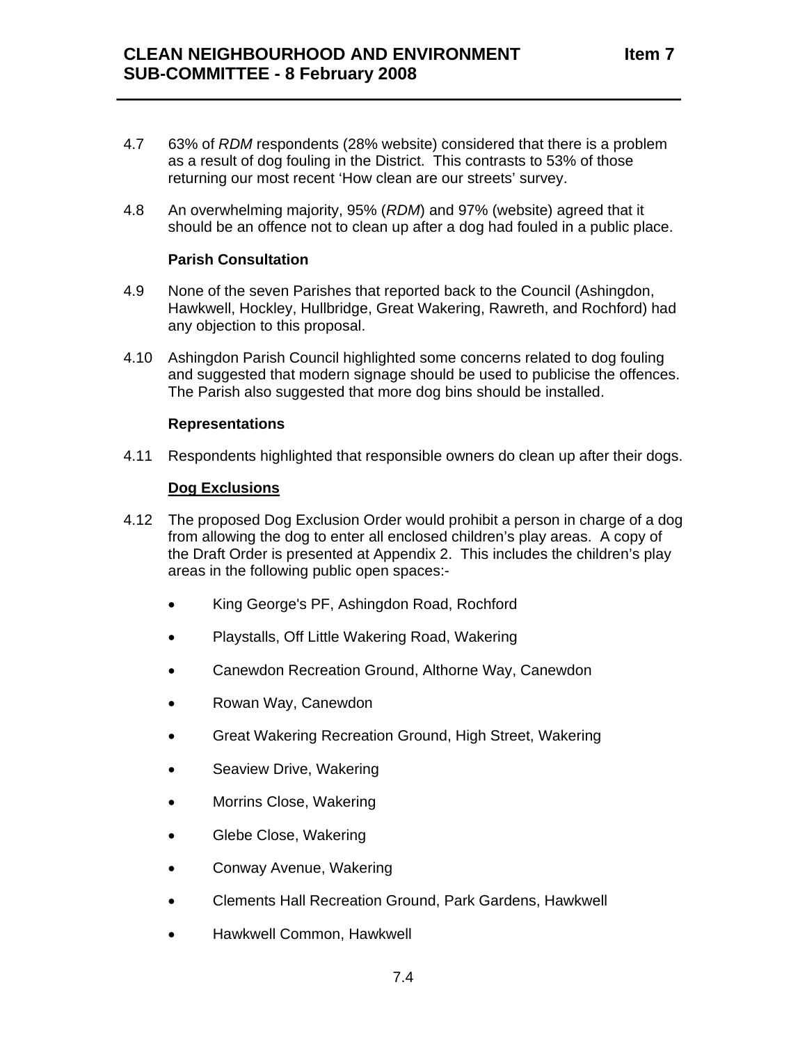4.7 63% of *RDM* respondents (28% website) considered that there is a problem as a result of dog fouling in the District. This contrasts to 53% of those returning our most recent 'How clean are our streets' survey.

4.8 An overwhelming majority, 95% (*RDM*) and 97% (website) agreed that it should be an offence not to clean up after a dog had fouled in a public place.

**Parish Consultation**

4.9 None of the seven Parishes that reported back to the Council (Ashingdon, Hawkwell, Hockley, Hullbridge, Great Wakering, Rawreth, and Rochford) had any objection to this proposal.

4.10 Ashingdon Parish Council highlighted some concerns related to dog fouling and suggested that modern signage should be used to publicise the offences. The Parish also suggested that more dog bins should be installed.

**Representations**

4.11 Respondents highlighted that responsible owners do clean up after their dogs.

**Dog Exclusions**

4.12 The proposed Dog Exclusion Order would prohibit a person in charge of a dog from allowing the dog to enter all enclosed children's play areas. A copy of the Draft Order is presented at Appendix 2. This includes the children's play areas in the following public open spaces:-

- King George's PF, Ashingdon Road, Rochford
- Playstalls, Off Little Wakering Road, Wakering
- Canewdon Recreation Ground, Althorne Way, Canewdon
- Rowan Way, Canewdon
- Great Wakering Recreation Ground, High Street, Wakering
- Seaview Drive, Wakering
- Morrins Close, Wakering
- Glebe Close, Wakering
- Conway Avenue, Wakering
- Clements Hall Recreation Ground, Park Gardens, Hawkwell
- Hawkwell Common, Hawkwell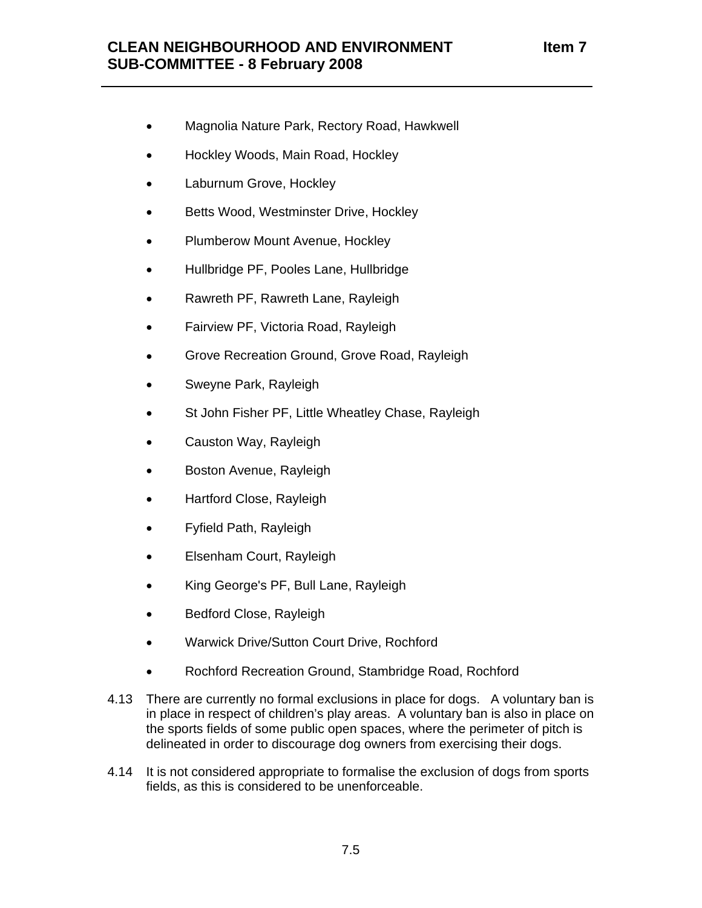- Magnolia Nature Park, Rectory Road, Hawkwell
- Hockley Woods, Main Road, Hockley
- Laburnum Grove, Hockley
- Betts Wood, Westminster Drive, Hockley
- Plumberow Mount Avenue, Hockley
- Hullbridge PF, Pooles Lane, Hullbridge
- Rawreth PF, Rawreth Lane, Rayleigh
- Fairview PF, Victoria Road, Rayleigh
- Grove Recreation Ground, Grove Road, Rayleigh
- Sweyne Park, Rayleigh
- St John Fisher PF, Little Wheatley Chase, Rayleigh
- Causton Way, Rayleigh
- Boston Avenue, Rayleigh
- Hartford Close, Rayleigh
- Fyfield Path, Rayleigh
- Elsenham Court, Rayleigh
- King George's PF, Bull Lane, Rayleigh
- Bedford Close, Rayleigh
- Warwick Drive/Sutton Court Drive, Rochford
- Rochford Recreation Ground, Stambridge Road, Rochford

4.13 There are currently no formal exclusions in place for dogs. A voluntary ban is in place in respect of children's play areas. A voluntary ban is also in place on the sports fields of some public open spaces, where the perimeter of pitch is delineated in order to discourage dog owners from exercising their dogs.

4.14 It is not considered appropriate to formalise the exclusion of dogs from sports fields, as this is considered to be unenforceable.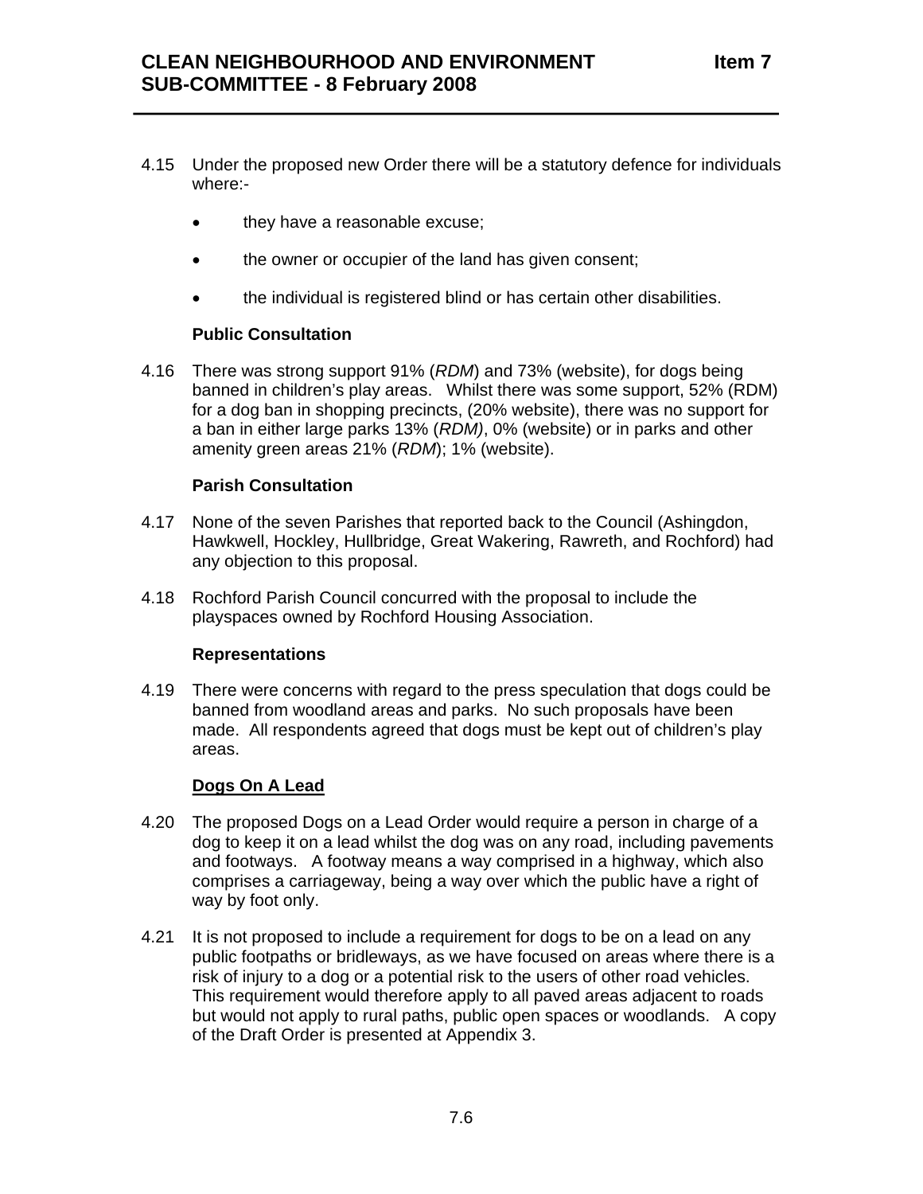4.15 Under the proposed new Order there will be a statutory defence for individuals where:-

- they have a reasonable excuse;
- the owner or occupier of the land has given consent;
- the individual is registered blind or has certain other disabilities.

**Public Consultation**

4.16 There was strong support 91% (*RDM*) and 73% (website), for dogs being banned in children's play areas. Whilst there was some support, 52% (RDM) for a dog ban in shopping precincts, (20% website), there was no support for a ban in either large parks 13% (*RDM)*, 0% (website) or in parks and other amenity green areas 21% (*RDM*); 1% (website).

**Parish Consultation**

4.17 None of the seven Parishes that reported back to the Council (Ashingdon, Hawkwell, Hockley, Hullbridge, Great Wakering, Rawreth, and Rochford) had any objection to this proposal.

4.18 Rochford Parish Council concurred with the proposal to include the playspaces owned by Rochford Housing Association.

**Representations**

4.19 There were concerns with regard to the press speculation that dogs could be banned from woodland areas and parks. No such proposals have been made. All respondents agreed that dogs must be kept out of children's play areas.

**Dogs On A Lead**

4.20 The proposed Dogs on a Lead Order would require a person in charge of a dog to keep it on a lead whilst the dog was on any road, including pavements and footways. A footway means a way comprised in a highway, which also comprises a carriageway, being a way over which the public have a right of way by foot only.

4.21 It is not proposed to include a requirement for dogs to be on a lead on any public footpaths or bridleways, as we have focused on areas where there is a risk of injury to a dog or a potential risk to the users of other road vehicles. This requirement would therefore apply to all paved areas adjacent to roads but would not apply to rural paths, public open spaces or woodlands. A copy of the Draft Order is presented at Appendix 3.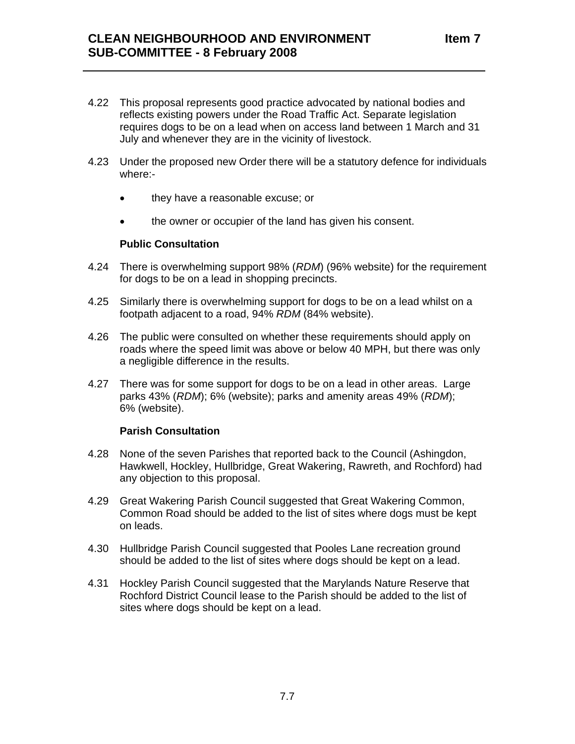4.22 This proposal represents good practice advocated by national bodies and reflects existing powers under the Road Traffic Act. Separate legislation requires dogs to be on a lead when on access land between 1 March and 31 July and whenever they are in the vicinity of livestock.

4.23 Under the proposed new Order there will be a statutory defence for individuals where:-

- they have a reasonable excuse; or
- the owner or occupier of the land has given his consent.

**Public Consultation**

4.24 There is overwhelming support 98% (*RDM*) (96% website) for the requirement for dogs to be on a lead in shopping precincts.

4.25 Similarly there is overwhelming support for dogs to be on a lead whilst on a footpath adjacent to a road, 94% *RDM* (84% website).

4.26 The public were consulted on whether these requirements should apply on roads where the speed limit was above or below 40 MPH, but there was only a negligible difference in the results.

4.27 There was for some support for dogs to be on a lead in other areas. Large parks 43% (*RDM*); 6% (website); parks and amenity areas 49% (*RDM*); 6% (website).

**Parish Consultation**

4.28 None of the seven Parishes that reported back to the Council (Ashingdon, Hawkwell, Hockley, Hullbridge, Great Wakering, Rawreth, and Rochford) had any objection to this proposal.

4.29 Great Wakering Parish Council suggested that Great Wakering Common, Common Road should be added to the list of sites where dogs must be kept on leads.

4.30 Hullbridge Parish Council suggested that Pooles Lane recreation ground should be added to the list of sites where dogs should be kept on a lead.

4.31 Hockley Parish Council suggested that the Marylands Nature Reserve that Rochford District Council lease to the Parish should be added to the list of sites where dogs should be kept on a lead.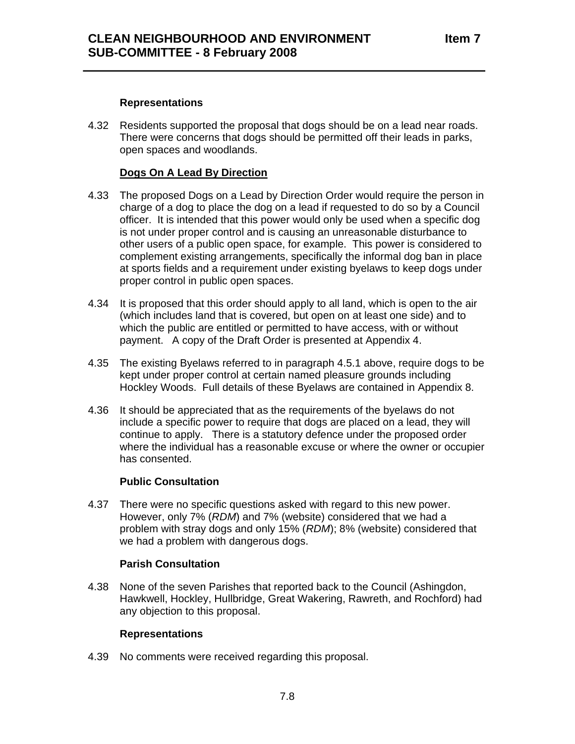**Representations**

4.32 Residents supported the proposal that dogs should be on a lead near roads. There were concerns that dogs should be permitted off their leads in parks, open spaces and woodlands.

**<u>Dogs On A Lead By Direction</u>**

4.33 The proposed Dogs on a Lead by Direction Order would require the person in charge of a dog to place the dog on a lead if requested to do so by a Council officer. It is intended that this power would only be used when a specific dog is not under proper control and is causing an unreasonable disturbance to other users of a public open space, for example. This power is considered to complement existing arrangements, specifically the informal dog ban in place at sports fields and a requirement under existing byelaws to keep dogs under proper control in public open spaces.

4.34 It is proposed that this order should apply to all land, which is open to the air (which includes land that is covered, but open on at least one side) and to which the public are entitled or permitted to have access, with or without payment. A copy of the Draft Order is presented at Appendix 4.

4.35 The existing Byelaws referred to in paragraph 4.5.1 above, require dogs to be kept under proper control at certain named pleasure grounds including Hockley Woods. Full details of these Byelaws are contained in Appendix 8.

4.36 It should be appreciated that as the requirements of the byelaws do not include a specific power to require that dogs are placed on a lead, they will continue to apply. There is a statutory defence under the proposed order where the individual has a reasonable excuse or where the owner or occupier has consented.

**Public Consultation**

4.37 There were no specific questions asked with regard to this new power. However, only 7% (*RDM*) and 7% (website) considered that we had a problem with stray dogs and only 15% (*RDM*); 8% (website) considered that we had a problem with dangerous dogs.

**Parish Consultation**

4.38 None of the seven Parishes that reported back to the Council (Ashingdon, Hawkwell, Hockley, Hullbridge, Great Wakering, Rawreth, and Rochford) had any objection to this proposal.

**Representations**

4.39 No comments were received regarding this proposal.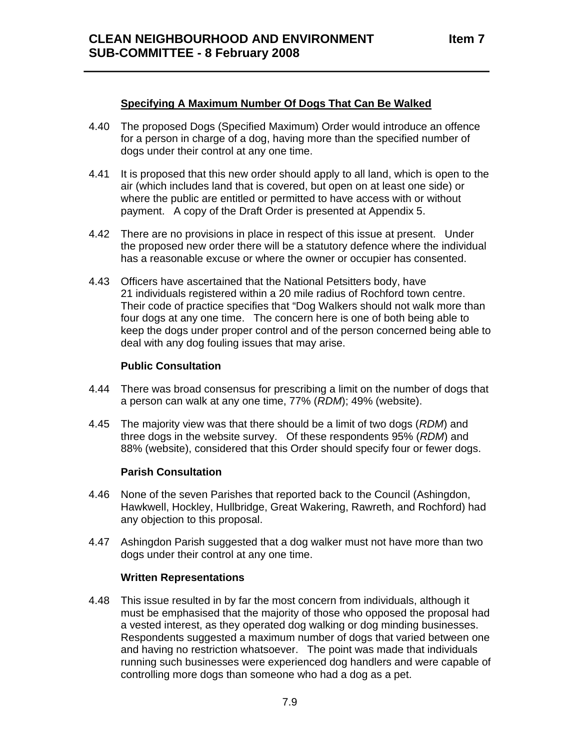#### Specifying A Maximum Number Of Dogs That Can Be Walked

4.40 The proposed Dogs (Specified Maximum) Order would introduce an offence for a person in charge of a dog, having more than the specified number of dogs under their control at any one time.

4.41 It is proposed that this new order should apply to all land, which is open to the air (which includes land that is covered, but open on at least one side) or where the public are entitled or permitted to have access with or without payment. A copy of the Draft Order is presented at Appendix 5.

4.42 There are no provisions in place in respect of this issue at present. Under the proposed new order there will be a statutory defence where the individual has a reasonable excuse or where the owner or occupier has consented.

4.43 Officers have ascertained that the National Petsitters body, have 21 individuals registered within a 20 mile radius of Rochford town centre. Their code of practice specifies that "Dog Walkers should not walk more than four dogs at any one time. The concern here is one of both being able to keep the dogs under proper control and of the person concerned being able to deal with any dog fouling issues that may arise.

**Public Consultation**

4.44 There was broad consensus for prescribing a limit on the number of dogs that a person can walk at any one time, 77% (*RDM*); 49% (website).

4.45 The majority view was that there should be a limit of two dogs (*RDM*) and three dogs in the website survey. Of these respondents 95% (*RDM*) and 88% (website), considered that this Order should specify four or fewer dogs.

**Parish Consultation**

4.46 None of the seven Parishes that reported back to the Council (Ashingdon, Hawkwell, Hockley, Hullbridge, Great Wakering, Rawreth, and Rochford) had any objection to this proposal.

4.47 Ashingdon Parish suggested that a dog walker must not have more than two dogs under their control at any one time.

**Written Representations**

4.48 This issue resulted in by far the most concern from individuals, although it must be emphasised that the majority of those who opposed the proposal had a vested interest, as they operated dog walking or dog minding businesses. Respondents suggested a maximum number of dogs that varied between one and having no restriction whatsoever. The point was made that individuals running such businesses were experienced dog handlers and were capable of controlling more dogs than someone who had a dog as a pet.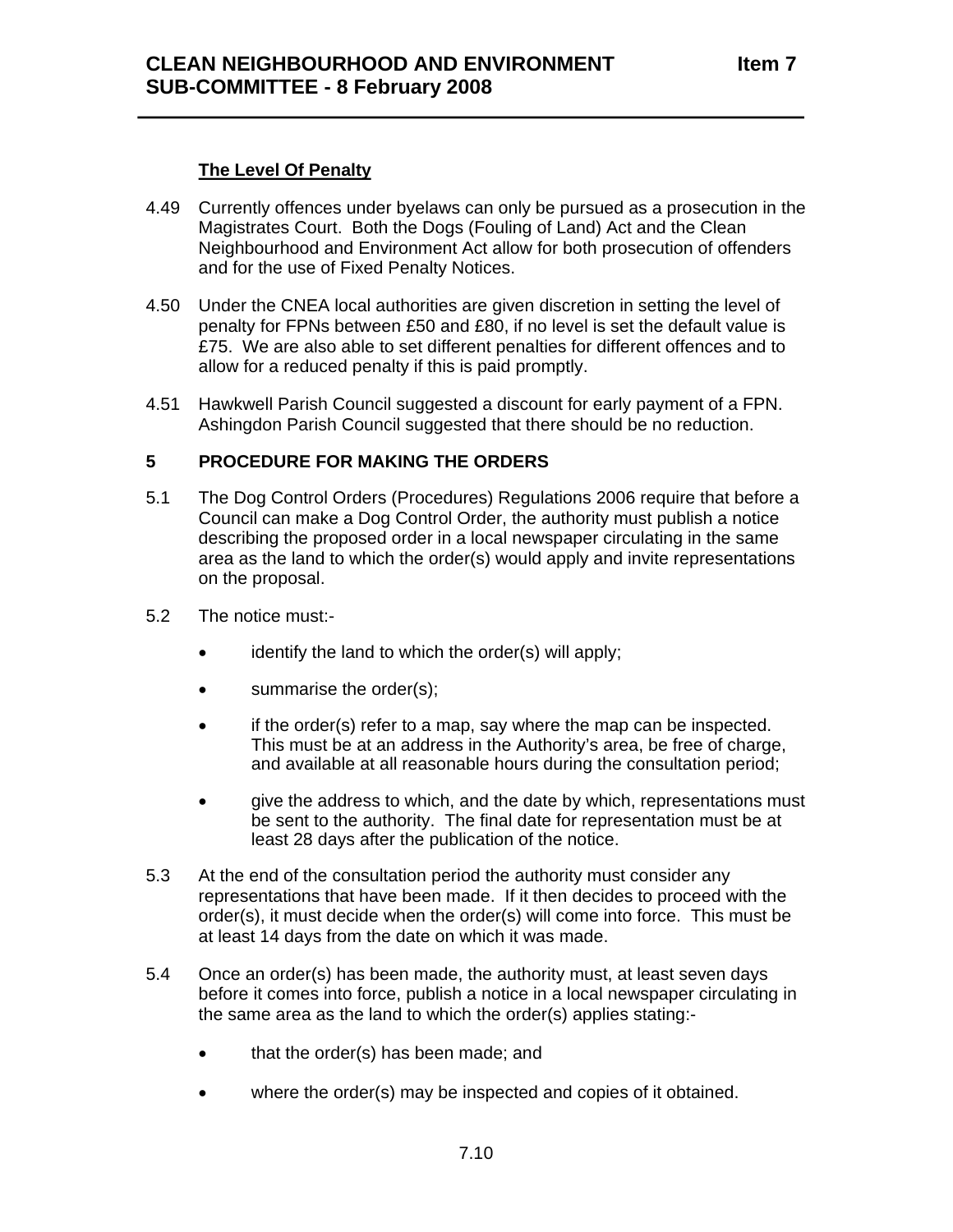### The Level Of Penalty

4.49 Currently offences under byelaws can only be pursued as a prosecution in the Magistrates Court. Both the Dogs (Fouling of Land) Act and the Clean Neighbourhood and Environment Act allow for both prosecution of offenders and for the use of Fixed Penalty Notices.

4.50 Under the CNEA local authorities are given discretion in setting the level of penalty for FPNs between £50 and £80, if no level is set the default value is £75. We are also able to set different penalties for different offences and to allow for a reduced penalty if this is paid promptly.

4.51 Hawkwell Parish Council suggested a discount for early payment of a FPN. Ashingdon Parish Council suggested that there should be no reduction.

## 5 PROCEDURE FOR MAKING THE ORDERS

5.1 The Dog Control Orders (Procedures) Regulations 2006 require that before a Council can make a Dog Control Order, the authority must publish a notice describing the proposed order in a local newspaper circulating in the same area as the land to which the order(s) would apply and invite representations on the proposal.

5.2 The notice must:-

- identify the land to which the order(s) will apply;
- summarise the order(s);
- if the order(s) refer to a map, say where the map can be inspected. This must be at an address in the Authority's area, be free of charge, and available at all reasonable hours during the consultation period;
- give the address to which, and the date by which, representations must be sent to the authority. The final date for representation must be at least 28 days after the publication of the notice.

5.3 At the end of the consultation period the authority must consider any representations that have been made. If it then decides to proceed with the order(s), it must decide when the order(s) will come into force. This must be at least 14 days from the date on which it was made.

5.4 Once an order(s) has been made, the authority must, at least seven days before it comes into force, publish a notice in a local newspaper circulating in the same area as the land to which the order(s) applies stating:-

- that the order(s) has been made; and
- where the order(s) may be inspected and copies of it obtained.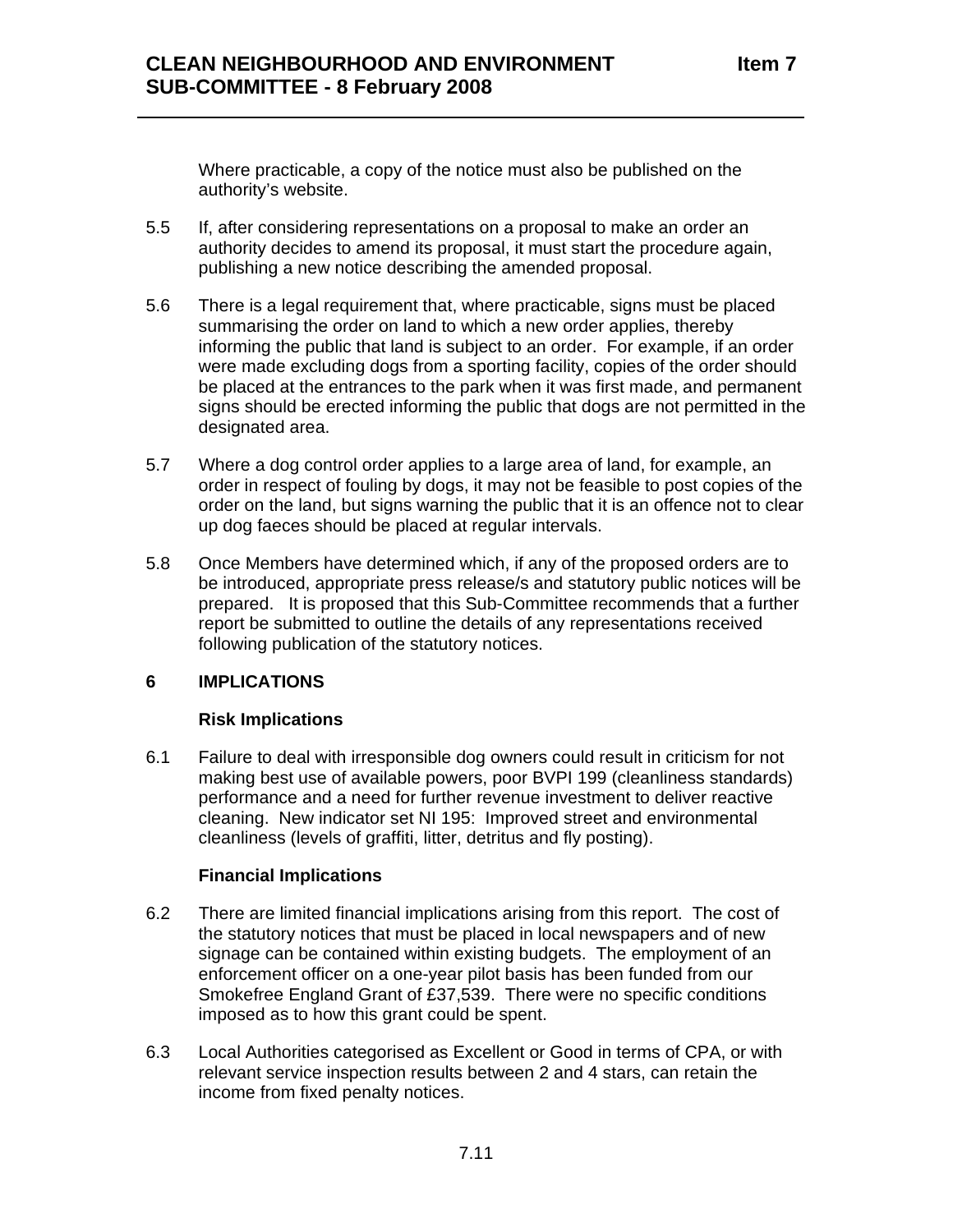Where practicable, a copy of the notice must also be published on the authority's website.

5.5 If, after considering representations on a proposal to make an order an authority decides to amend its proposal, it must start the procedure again, publishing a new notice describing the amended proposal.

5.6 There is a legal requirement that, where practicable, signs must be placed summarising the order on land to which a new order applies, thereby informing the public that land is subject to an order. For example, if an order were made excluding dogs from a sporting facility, copies of the order should be placed at the entrances to the park when it was first made, and permanent signs should be erected informing the public that dogs are not permitted in the designated area.

5.7 Where a dog control order applies to a large area of land, for example, an order in respect of fouling by dogs, it may not be feasible to post copies of the order on the land, but signs warning the public that it is an offence not to clear up dog faeces should be placed at regular intervals.

5.8 Once Members have determined which, if any of the proposed orders are to be introduced, appropriate press release/s and statutory public notices will be prepared. It is proposed that this Sub-Committee recommends that a further report be submitted to outline the details of any representations received following publication of the statutory notices.

## 6 IMPLICATIONS

### Risk Implications

6.1 Failure to deal with irresponsible dog owners could result in criticism for not making best use of available powers, poor BVPI 199 (cleanliness standards) performance and a need for further revenue investment to deliver reactive cleaning. New indicator set NI 195: Improved street and environmental cleanliness (levels of graffiti, litter, detritus and fly posting).

### Financial Implications

6.2 There are limited financial implications arising from this report. The cost of the statutory notices that must be placed in local newspapers and of new signage can be contained within existing budgets. The employment of an enforcement officer on a one-year pilot basis has been funded from our Smokefree England Grant of £37,539. There were no specific conditions imposed as to how this grant could be spent.

6.3 Local Authorities categorised as Excellent or Good in terms of CPA, or with relevant service inspection results between 2 and 4 stars, can retain the income from fixed penalty notices.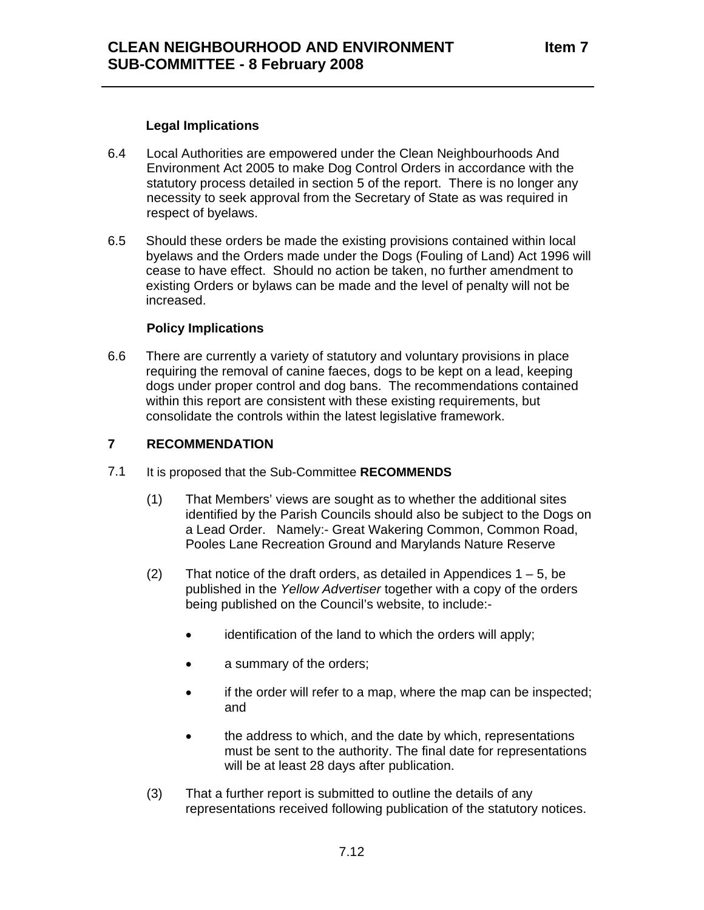**Legal Implications**

6.4 Local Authorities are empowered under the Clean Neighbourhoods And Environment Act 2005 to make Dog Control Orders in accordance with the statutory process detailed in section 5 of the report. There is no longer any necessity to seek approval from the Secretary of State as was required in respect of byelaws.

6.5 Should these orders be made the existing provisions contained within local byelaws and the Orders made under the Dogs (Fouling of Land) Act 1996 will cease to have effect. Should no action be taken, no further amendment to existing Orders or bylaws can be made and the level of penalty will not be increased.

**Policy Implications**

6.6 There are currently a variety of statutory and voluntary provisions in place requiring the removal of canine faeces, dogs to be kept on a lead, keeping dogs under proper control and dog bans. The recommendations contained within this report are consistent with these existing requirements, but consolidate the controls within the latest legislative framework.

## 7 RECOMMENDATION

7.1 It is proposed that the Sub-Committee **RECOMMENDS**

(1) That Members' views are sought as to whether the additional sites identified by the Parish Councils should also be subject to the Dogs on a Lead Order. Namely:- Great Wakering Common, Common Road, Pooles Lane Recreation Ground and Marylands Nature Reserve

(2) That notice of the draft orders, as detailed in Appendices 1 – 5, be published in the *Yellow Advertiser* together with a copy of the orders being published on the Council's website, to include:-

- identification of the land to which the orders will apply;
- a summary of the orders;
- if the order will refer to a map, where the map can be inspected; and
- the address to which, and the date by which, representations must be sent to the authority. The final date for representations will be at least 28 days after publication.

(3) That a further report is submitted to outline the details of any representations received following publication of the statutory notices.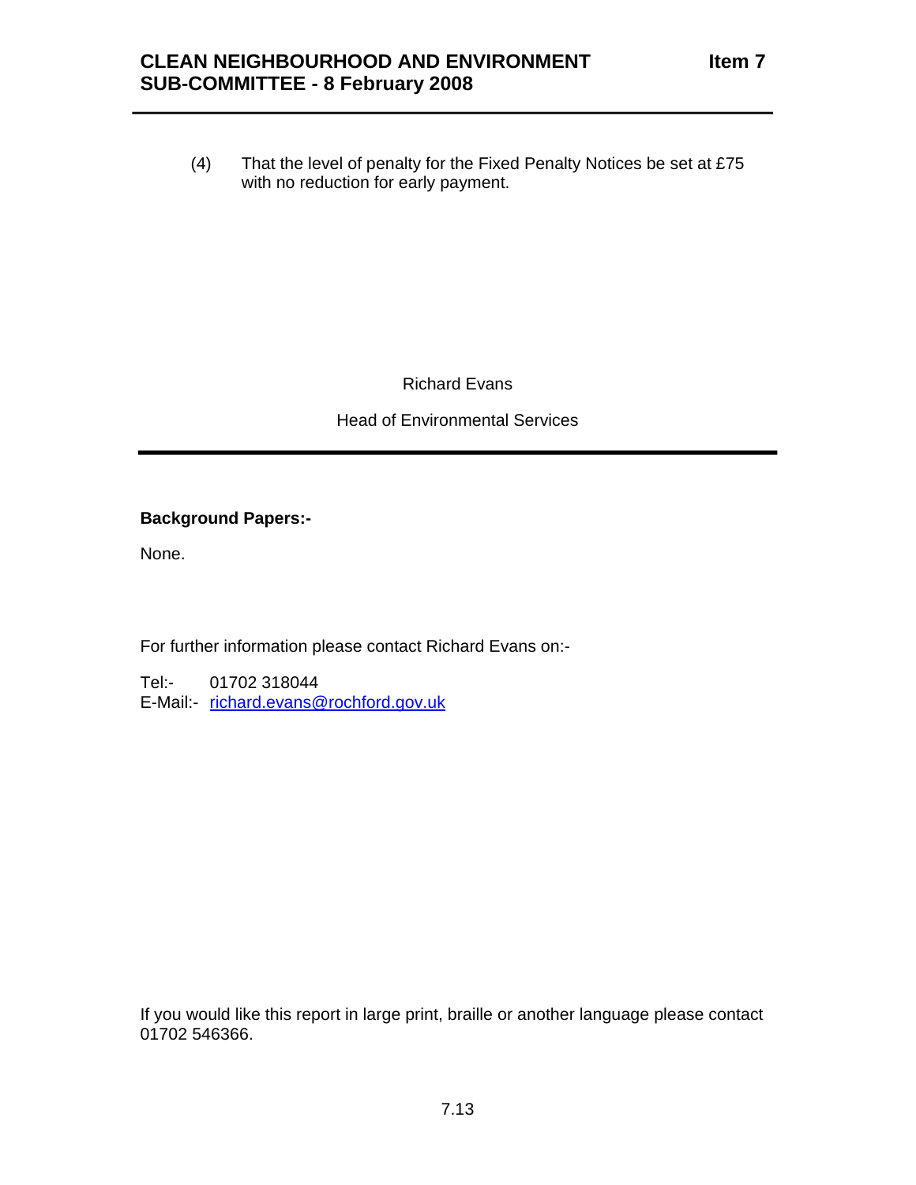(4) That the level of penalty for the Fixed Penalty Notices be set at £75 with no reduction for early payment.

Richard Evans

Head of Environmental Services

---

**Background Papers:-**

None.

For further information please contact Richard Evans on:-

Tel:- 01702 318044
E-Mail:- richard.evans@rochford.gov.uk

If you would like this report in large print, braille or another language please contact 01702 546366.